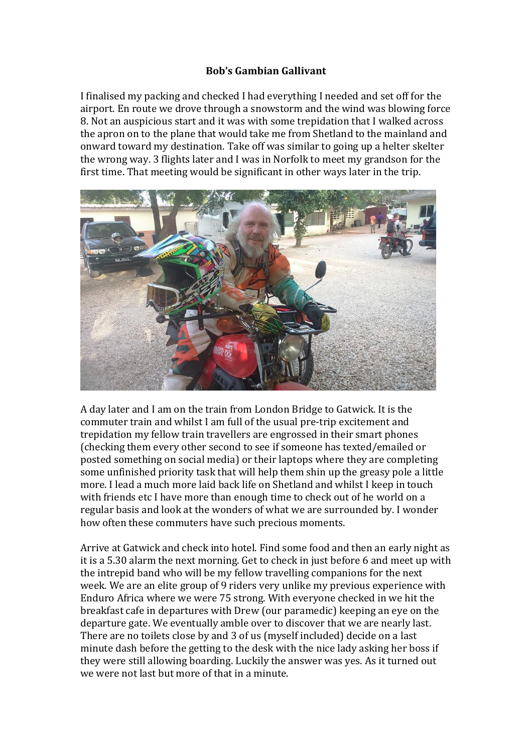**Bob's Gambian Gallivant**

I finalised my packing and checked I had everything I needed and set off for the airport. En route we drove through a snowstorm and the wind was blowing force 8. Not an auspicious start and it was with some trepidation that I walked across the apron on to the plane that would take me from Shetland to the mainland and onward toward my destination. Take off was similar to going up a helter skelter the wrong way. 3 flights later and I was in Norfolk to meet my grandson for the first time. That meeting would be significant in other ways later in the trip.

A day later and I am on the train from London Bridge to Gatwick. It is the commuter train and whilst I am full of the usual pre-trip excitement and trepidation my fellow train travellers are engrossed in their smart phones (checking them every other second to see if someone has texted/emailed or posted something on social media) or their laptops where they are completing some unfinished priority task that will help them shin up the greasy pole a little more. I lead a much more laid back life on Shetland and whilst I keep in touch with friends etc I have more than enough time to check out of he world on a regular basis and look at the wonders of what we are surrounded by. I wonder how often these commuters have such precious moments.

Arrive at Gatwick and check into hotel. Find some food and then an early night as it is a 5.30 alarm the next morning. Get to check in just before 6 and meet up with the intrepid band who will be my fellow travelling companions for the next week. We are an elite group of 9 riders very unlike my previous experience with Enduro Africa where we were 75 strong. With everyone checked in we hit the breakfast cafe in departures with Drew (our paramedic) keeping an eye on the departure gate. We eventually amble over to discover that we are nearly last. There are no toilets close by and 3 of us (myself included) decide on a last minute dash before the getting to the desk with the nice lady asking her boss if they were still allowing boarding. Luckily the answer was yes. As it turned out we were not last but more of that in a minute.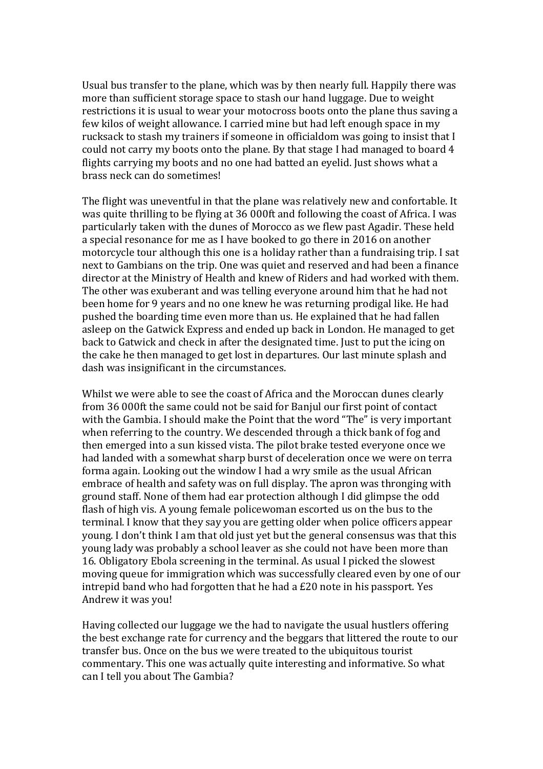Usual bus transfer to the plane, which was by then nearly full. Happily there was more than sufficient storage space to stash our hand luggage. Due to weight restrictions it is usual to wear your motocross boots onto the plane thus saving a few kilos of weight allowance. I carried mine but had left enough space in my rucksack to stash my trainers if someone in officialdom was going to insist that I could not carry my boots onto the plane. By that stage I had managed to board 4 flights carrying my boots and no one had batted an eyelid. Just shows what a brass neck can do sometimes!

The flight was uneventful in that the plane was relatively new and confortable. It was quite thrilling to be flying at 36 000ft and following the coast of Africa. I was particularly taken with the dunes of Morocco as we flew past Agadir. These held a special resonance for me as I have booked to go there in 2016 on another motorcycle tour although this one is a holiday rather than a fundraising trip. I sat next to Gambians on the trip. One was quiet and reserved and had been a finance director at the Ministry of Health and knew of Riders and had worked with them. The other was exuberant and was telling everyone around him that he had not been home for 9 years and no one knew he was returning prodigal like. He had pushed the boarding time even more than us. He explained that he had fallen asleep on the Gatwick Express and ended up back in London. He managed to get back to Gatwick and check in after the designated time. Just to put the icing on the cake he then managed to get lost in departures. Our last minute splash and dash was insignificant in the circumstances.

Whilst we were able to see the coast of Africa and the Moroccan dunes clearly from 36 000ft the same could not be said for Banjul our first point of contact with the Gambia. I should make the Point that the word "The" is very important when referring to the country. We descended through a thick bank of fog and then emerged into a sun kissed vista. The pilot brake tested everyone once we had landed with a somewhat sharp burst of deceleration once we were on terra forma again. Looking out the window I had a wry smile as the usual African embrace of health and safety was on full display. The apron was thronging with ground staff. None of them had ear protection although I did glimpse the odd flash of high vis. A young female policewoman escorted us on the bus to the terminal. I know that they say you are getting older when police officers appear young. I don't think I am that old just yet but the general consensus was that this young lady was probably a school leaver as she could not have been more than 16. Obligatory Ebola screening in the terminal. As usual I picked the slowest moving queue for immigration which was successfully cleared even by one of our intrepid band who had forgotten that he had a £20 note in his passport. Yes Andrew it was you!

Having collected our luggage we the had to navigate the usual hustlers offering the best exchange rate for currency and the beggars that littered the route to our transfer bus. Once on the bus we were treated to the ubiquitous tourist commentary. This one was actually quite interesting and informative. So what can I tell you about The Gambia?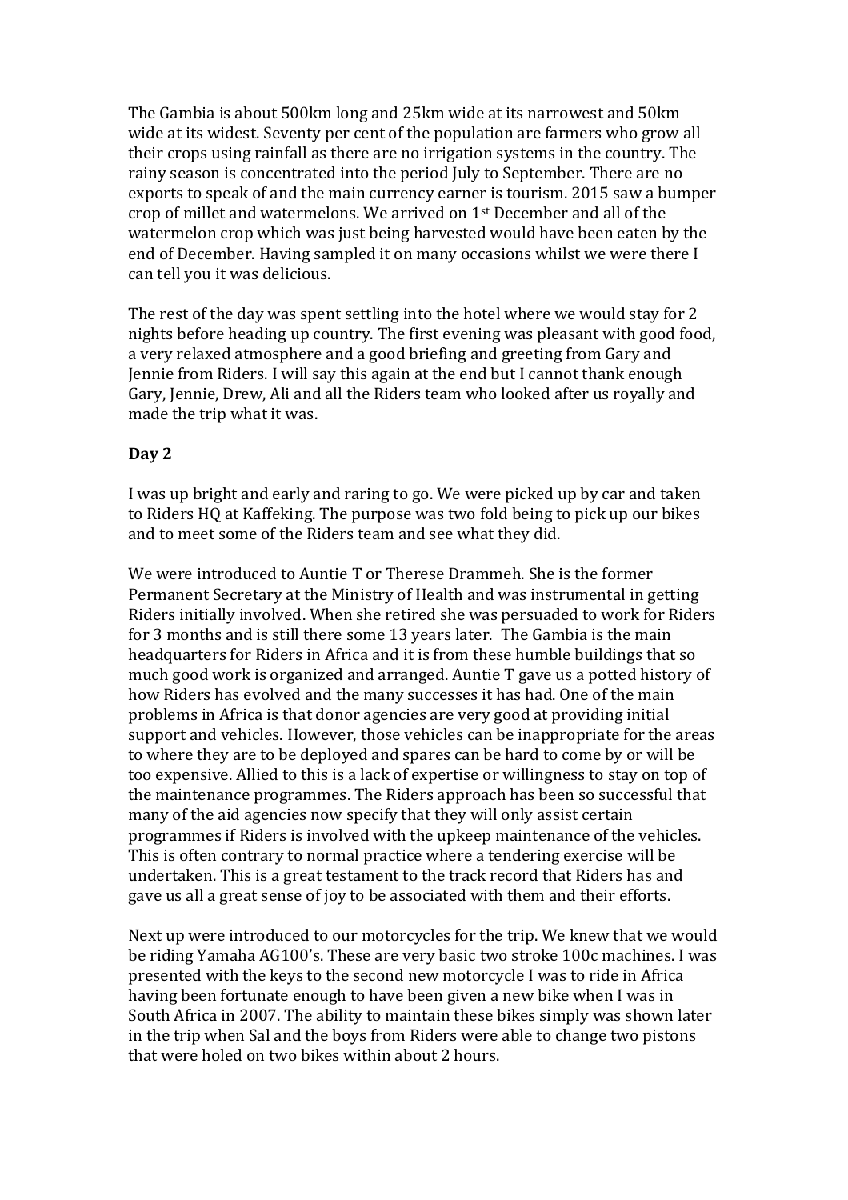The Gambia is about 500km long and 25km wide at its narrowest and 50km wide at its widest. Seventy per cent of the population are farmers who grow all their crops using rainfall as there are no irrigation systems in the country. The rainy season is concentrated into the period July to September. There are no exports to speak of and the main currency earner is tourism. 2015 saw a bumper crop of millet and watermelons. We arrived on 1st December and all of the watermelon crop which was just being harvested would have been eaten by the end of December. Having sampled it on many occasions whilst we were there I can tell you it was delicious.

The rest of the day was spent settling into the hotel where we would stay for 2 nights before heading up country. The first evening was pleasant with good food, a very relaxed atmosphere and a good briefing and greeting from Gary and Jennie from Riders. I will say this again at the end but I cannot thank enough Gary, Jennie, Drew, Ali and all the Riders team who looked after us royally and made the trip what it was.

**Day 2**

I was up bright and early and raring to go. We were picked up by car and taken to Riders HQ at Kaffeking. The purpose was two fold being to pick up our bikes and to meet some of the Riders team and see what they did.

We were introduced to Auntie T or Therese Drammeh. She is the former Permanent Secretary at the Ministry of Health and was instrumental in getting Riders initially involved. When she retired she was persuaded to work for Riders for 3 months and is still there some 13 years later. The Gambia is the main headquarters for Riders in Africa and it is from these humble buildings that so much good work is organized and arranged. Auntie T gave us a potted history of how Riders has evolved and the many successes it has had. One of the main problems in Africa is that donor agencies are very good at providing initial support and vehicles. However, those vehicles can be inappropriate for the areas to where they are to be deployed and spares can be hard to come by or will be too expensive. Allied to this is a lack of expertise or willingness to stay on top of the maintenance programmes. The Riders approach has been so successful that many of the aid agencies now specify that they will only assist certain programmes if Riders is involved with the upkeep maintenance of the vehicles. This is often contrary to normal practice where a tendering exercise will be undertaken. This is a great testament to the track record that Riders has and gave us all a great sense of joy to be associated with them and their efforts.

Next up were introduced to our motorcycles for the trip. We knew that we would be riding Yamaha AG100's. These are very basic two stroke 100c machines. I was presented with the keys to the second new motorcycle I was to ride in Africa having been fortunate enough to have been given a new bike when I was in South Africa in 2007. The ability to maintain these bikes simply was shown later in the trip when Sal and the boys from Riders were able to change two pistons that were holed on two bikes within about 2 hours.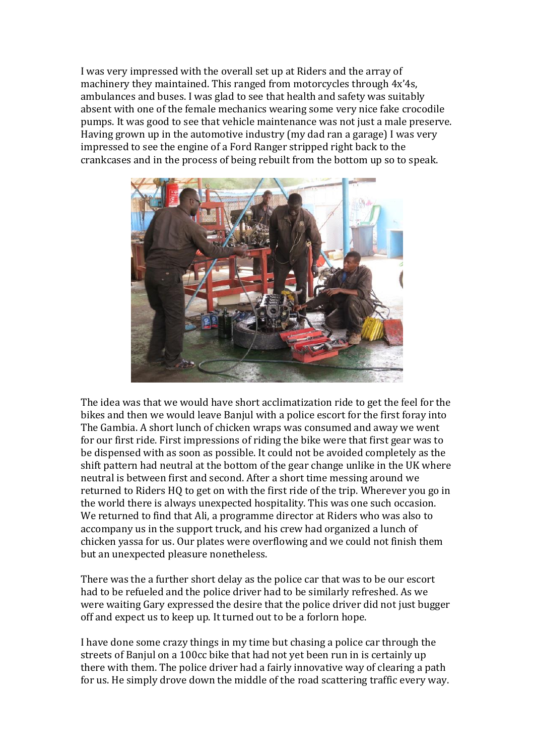I was very impressed with the overall set up at Riders and the array of machinery they maintained. This ranged from motorcycles through 4x'4s, ambulances and buses. I was glad to see that health and safety was suitably absent with one of the female mechanics wearing some very nice fake crocodile pumps. It was good to see that vehicle maintenance was not just a male preserve. Having grown up in the automotive industry (my dad ran a garage) I was very impressed to see the engine of a Ford Ranger stripped right back to the crankcases and in the process of being rebuilt from the bottom up so to speak.

The idea was that we would have short acclimatization ride to get the feel for the bikes and then we would leave Banjul with a police escort for the first foray into The Gambia. A short lunch of chicken wraps was consumed and away we went for our first ride. First impressions of riding the bike were that first gear was to be dispensed with as soon as possible. It could not be avoided completely as the shift pattern had neutral at the bottom of the gear change unlike in the UK where neutral is between first and second. After a short time messing around we returned to Riders HQ to get on with the first ride of the trip. Wherever you go in the world there is always unexpected hospitality. This was one such occasion. We returned to find that Ali, a programme director at Riders who was also to accompany us in the support truck, and his crew had organized a lunch of chicken yassa for us. Our plates were overflowing and we could not finish them but an unexpected pleasure nonetheless.

There was the a further short delay as the police car that was to be our escort had to be refueled and the police driver had to be similarly refreshed. As we were waiting Gary expressed the desire that the police driver did not just bugger off and expect us to keep up. It turned out to be a forlorn hope.

I have done some crazy things in my time but chasing a police car through the streets of Banjul on a 100cc bike that had not yet been run in is certainly up there with them. The police driver had a fairly innovative way of clearing a path for us. He simply drove down the middle of the road scattering traffic every way.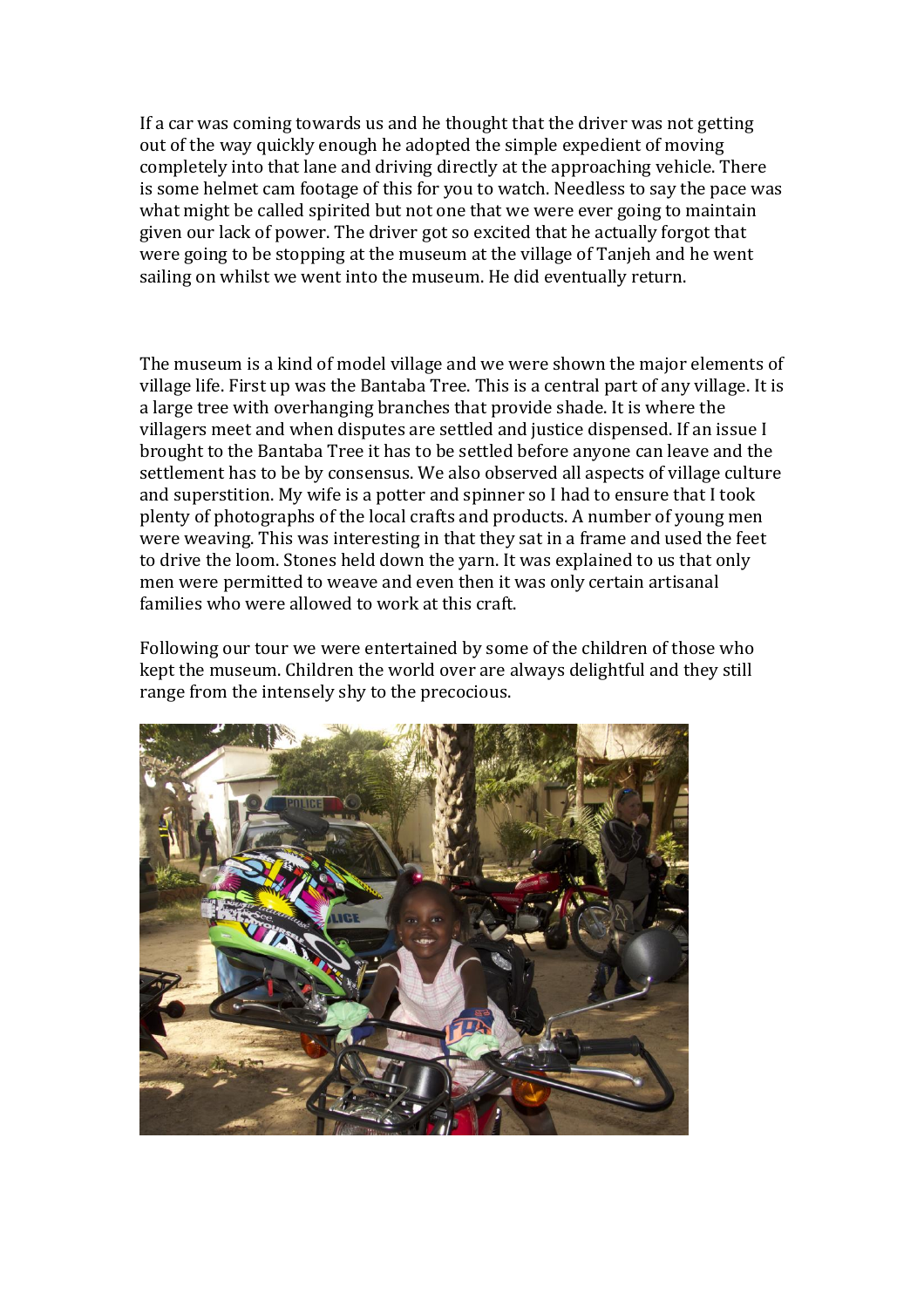If a car was coming towards us and he thought that the driver was not getting out of the way quickly enough he adopted the simple expedient of moving completely into that lane and driving directly at the approaching vehicle. There is some helmet cam footage of this for you to watch. Needless to say the pace was what might be called spirited but not one that we were ever going to maintain given our lack of power. The driver got so excited that he actually forgot that were going to be stopping at the museum at the village of Tanjeh and he went sailing on whilst we went into the museum. He did eventually return.

The museum is a kind of model village and we were shown the major elements of village life. First up was the Bantaba Tree. This is a central part of any village. It is a large tree with overhanging branches that provide shade. It is where the villagers meet and when disputes are settled and justice dispensed. If an issue I brought to the Bantaba Tree it has to be settled before anyone can leave and the settlement has to be by consensus. We also observed all aspects of village culture and superstition. My wife is a potter and spinner so I had to ensure that I took plenty of photographs of the local crafts and products. A number of young men were weaving. This was interesting in that they sat in a frame and used the feet to drive the loom. Stones held down the yarn. It was explained to us that only men were permitted to weave and even then it was only certain artisanal families who were allowed to work at this craft.

Following our tour we were entertained by some of the children of those who kept the museum. Children the world over are always delightful and they still range from the intensely shy to the precocious.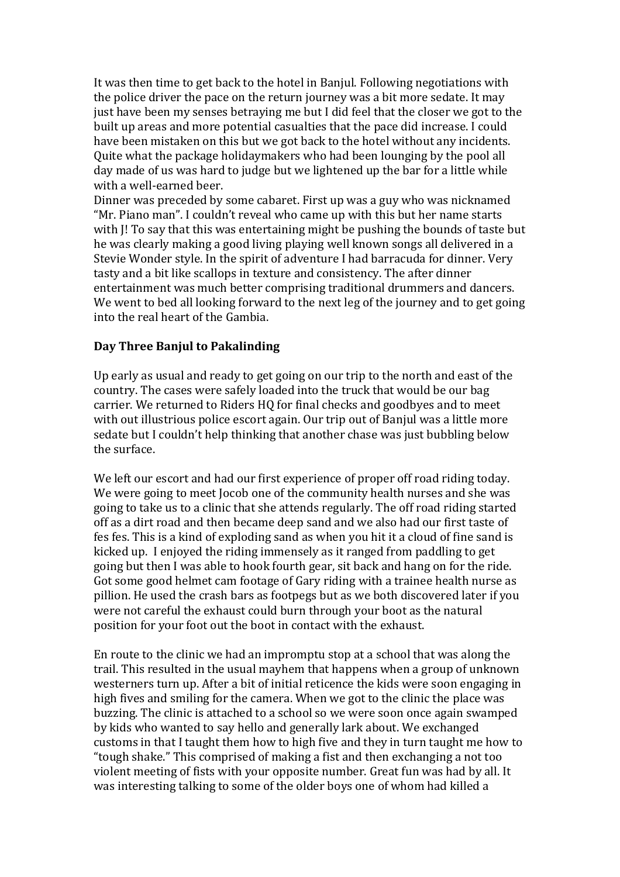It was then time to get back to the hotel in Banjul. Following negotiations with the police driver the pace on the return journey was a bit more sedate. It may just have been my senses betraying me but I did feel that the closer we got to the built up areas and more potential casualties that the pace did increase. I could have been mistaken on this but we got back to the hotel without any incidents. Quite what the package holidaymakers who had been lounging by the pool all day made of us was hard to judge but we lightened up the bar for a little while with a well-earned beer.

Dinner was preceded by some cabaret. First up was a guy who was nicknamed "Mr. Piano man". I couldn't reveal who came up with this but her name starts with J! To say that this was entertaining might be pushing the bounds of taste but he was clearly making a good living playing well known songs all delivered in a Stevie Wonder style. In the spirit of adventure I had barracuda for dinner. Very tasty and a bit like scallops in texture and consistency. The after dinner entertainment was much better comprising traditional drummers and dancers. We went to bed all looking forward to the next leg of the journey and to get going into the real heart of the Gambia.

**Day Three Banjul to Pakalinding**

Up early as usual and ready to get going on our trip to the north and east of the country. The cases were safely loaded into the truck that would be our bag carrier. We returned to Riders HQ for final checks and goodbyes and to meet with out illustrious police escort again. Our trip out of Banjul was a little more sedate but I couldn't help thinking that another chase was just bubbling below the surface.

We left our escort and had our first experience of proper off road riding today. We were going to meet Jocob one of the community health nurses and she was going to take us to a clinic that she attends regularly. The off road riding started off as a dirt road and then became deep sand and we also had our first taste of fes fes. This is a kind of exploding sand as when you hit it a cloud of fine sand is kicked up. I enjoyed the riding immensely as it ranged from paddling to get going but then I was able to hook fourth gear, sit back and hang on for the ride. Got some good helmet cam footage of Gary riding with a trainee health nurse as pillion. He used the crash bars as footpegs but as we both discovered later if you were not careful the exhaust could burn through your boot as the natural position for your foot out the boot in contact with the exhaust.

En route to the clinic we had an impromptu stop at a school that was along the trail. This resulted in the usual mayhem that happens when a group of unknown westerners turn up. After a bit of initial reticence the kids were soon engaging in high fives and smiling for the camera. When we got to the clinic the place was buzzing. The clinic is attached to a school so we were soon once again swamped by kids who wanted to say hello and generally lark about. We exchanged customs in that I taught them how to high five and they in turn taught me how to "tough shake." This comprised of making a fist and then exchanging a not too violent meeting of fists with your opposite number. Great fun was had by all. It was interesting talking to some of the older boys one of whom had killed a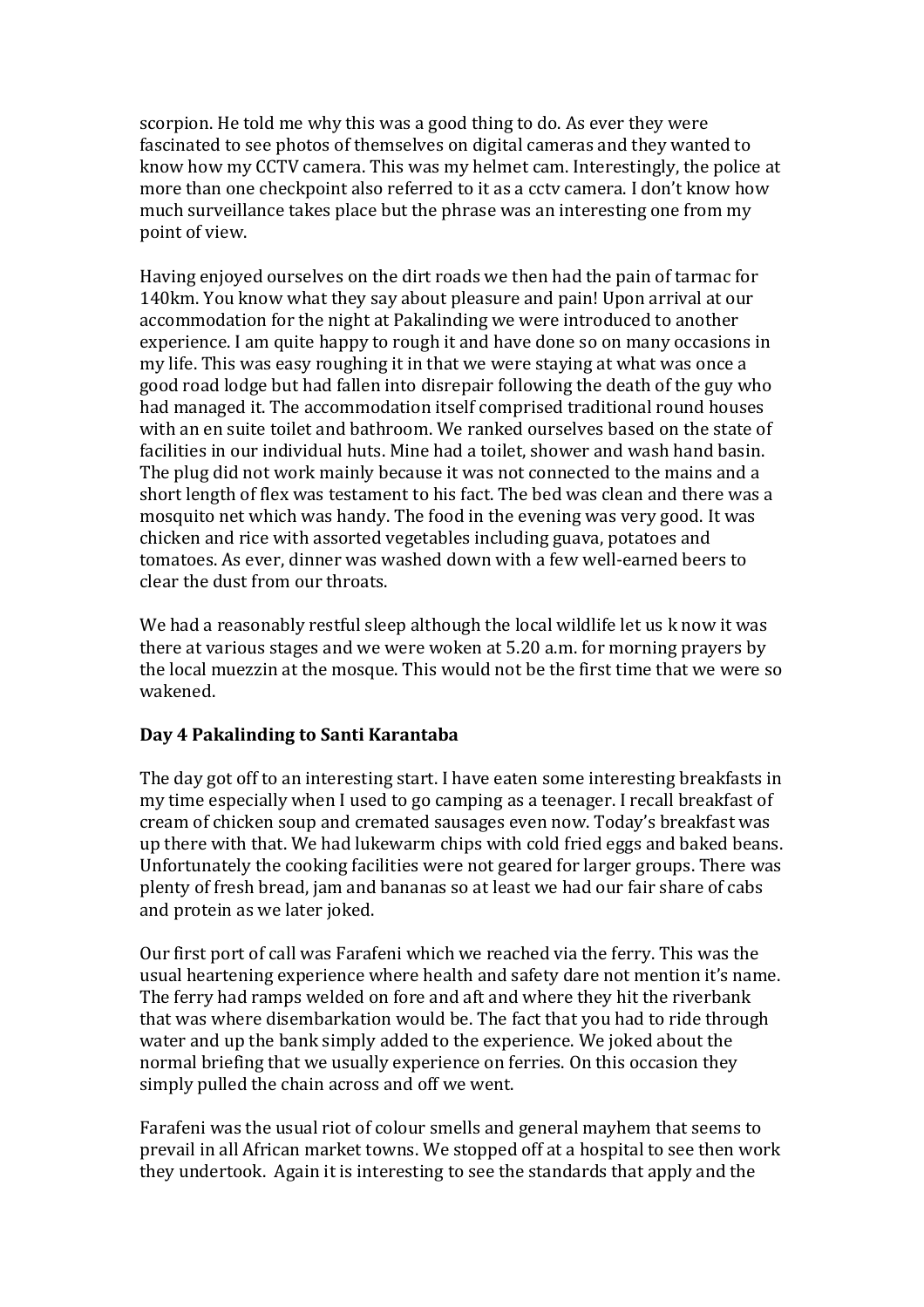scorpion. He told me why this was a good thing to do. As ever they were fascinated to see photos of themselves on digital cameras and they wanted to know how my CCTV camera. This was my helmet cam. Interestingly, the police at more than one checkpoint also referred to it as a cctv camera. I don't know how much surveillance takes place but the phrase was an interesting one from my point of view.

Having enjoyed ourselves on the dirt roads we then had the pain of tarmac for 140km. You know what they say about pleasure and pain! Upon arrival at our accommodation for the night at Pakalinding we were introduced to another experience. I am quite happy to rough it and have done so on many occasions in my life. This was easy roughing it in that we were staying at what was once a good road lodge but had fallen into disrepair following the death of the guy who had managed it. The accommodation itself comprised traditional round houses with an en suite toilet and bathroom. We ranked ourselves based on the state of facilities in our individual huts. Mine had a toilet, shower and wash hand basin. The plug did not work mainly because it was not connected to the mains and a short length of flex was testament to his fact. The bed was clean and there was a mosquito net which was handy. The food in the evening was very good. It was chicken and rice with assorted vegetables including guava, potatoes and tomatoes. As ever, dinner was washed down with a few well-earned beers to clear the dust from our throats.

We had a reasonably restful sleep although the local wildlife let us k now it was there at various stages and we were woken at 5.20 a.m. for morning prayers by the local muezzin at the mosque. This would not be the first time that we were so wakened.

**Day 4 Pakalinding to Santi Karantaba**

The day got off to an interesting start. I have eaten some interesting breakfasts in my time especially when I used to go camping as a teenager. I recall breakfast of cream of chicken soup and cremated sausages even now. Today's breakfast was up there with that. We had lukewarm chips with cold fried eggs and baked beans. Unfortunately the cooking facilities were not geared for larger groups. There was plenty of fresh bread, jam and bananas so at least we had our fair share of cabs and protein as we later joked.

Our first port of call was Farafeni which we reached via the ferry. This was the usual heartening experience where health and safety dare not mention it's name. The ferry had ramps welded on fore and aft and where they hit the riverbank that was where disembarkation would be. The fact that you had to ride through water and up the bank simply added to the experience. We joked about the normal briefing that we usually experience on ferries. On this occasion they simply pulled the chain across and off we went.

Farafeni was the usual riot of colour smells and general mayhem that seems to prevail in all African market towns. We stopped off at a hospital to see then work they undertook. Again it is interesting to see the standards that apply and the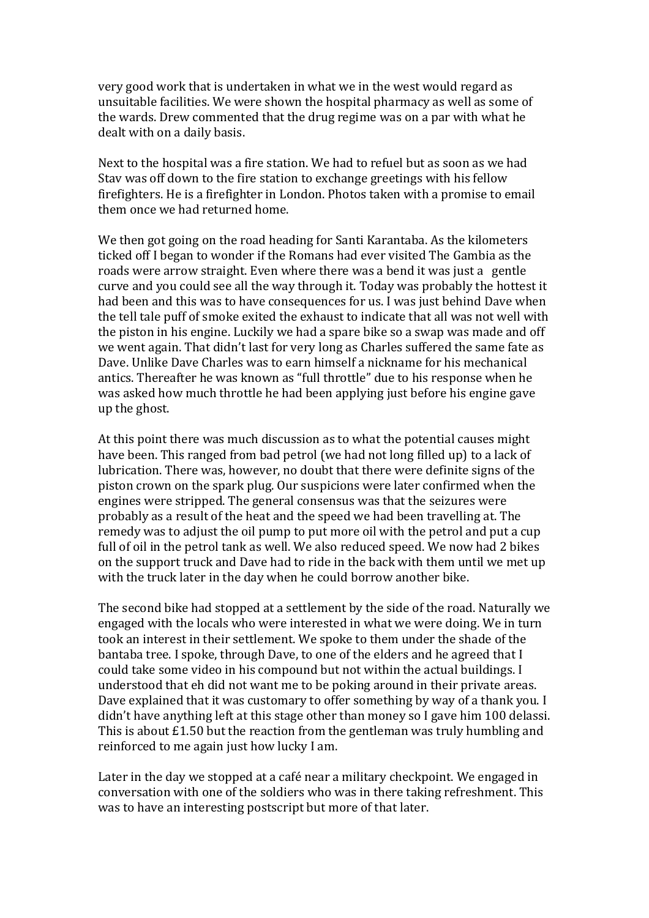very good work that is undertaken in what we in the west would regard as unsuitable facilities. We were shown the hospital pharmacy as well as some of the wards. Drew commented that the drug regime was on a par with what he dealt with on a daily basis.

Next to the hospital was a fire station. We had to refuel but as soon as we had Stav was off down to the fire station to exchange greetings with his fellow firefighters. He is a firefighter in London. Photos taken with a promise to email them once we had returned home.

We then got going on the road heading for Santi Karantaba. As the kilometers ticked off I began to wonder if the Romans had ever visited The Gambia as the roads were arrow straight. Even where there was a bend it was just a gentle curve and you could see all the way through it. Today was probably the hottest it had been and this was to have consequences for us. I was just behind Dave when the tell tale puff of smoke exited the exhaust to indicate that all was not well with the piston in his engine. Luckily we had a spare bike so a swap was made and off we went again. That didn't last for very long as Charles suffered the same fate as Dave. Unlike Dave Charles was to earn himself a nickname for his mechanical antics. Thereafter he was known as "full throttle" due to his response when he was asked how much throttle he had been applying just before his engine gave up the ghost.

At this point there was much discussion as to what the potential causes might have been. This ranged from bad petrol (we had not long filled up) to a lack of lubrication. There was, however, no doubt that there were definite signs of the piston crown on the spark plug. Our suspicions were later confirmed when the engines were stripped. The general consensus was that the seizures were probably as a result of the heat and the speed we had been travelling at. The remedy was to adjust the oil pump to put more oil with the petrol and put a cup full of oil in the petrol tank as well. We also reduced speed. We now had 2 bikes on the support truck and Dave had to ride in the back with them until we met up with the truck later in the day when he could borrow another bike.

The second bike had stopped at a settlement by the side of the road. Naturally we engaged with the locals who were interested in what we were doing. We in turn took an interest in their settlement. We spoke to them under the shade of the bantaba tree. I spoke, through Dave, to one of the elders and he agreed that I could take some video in his compound but not within the actual buildings. I understood that eh did not want me to be poking around in their private areas. Dave explained that it was customary to offer something by way of a thank you. I didn't have anything left at this stage other than money so I gave him 100 delassi. This is about £1.50 but the reaction from the gentleman was truly humbling and reinforced to me again just how lucky I am.

Later in the day we stopped at a café near a military checkpoint. We engaged in conversation with one of the soldiers who was in there taking refreshment. This was to have an interesting postscript but more of that later.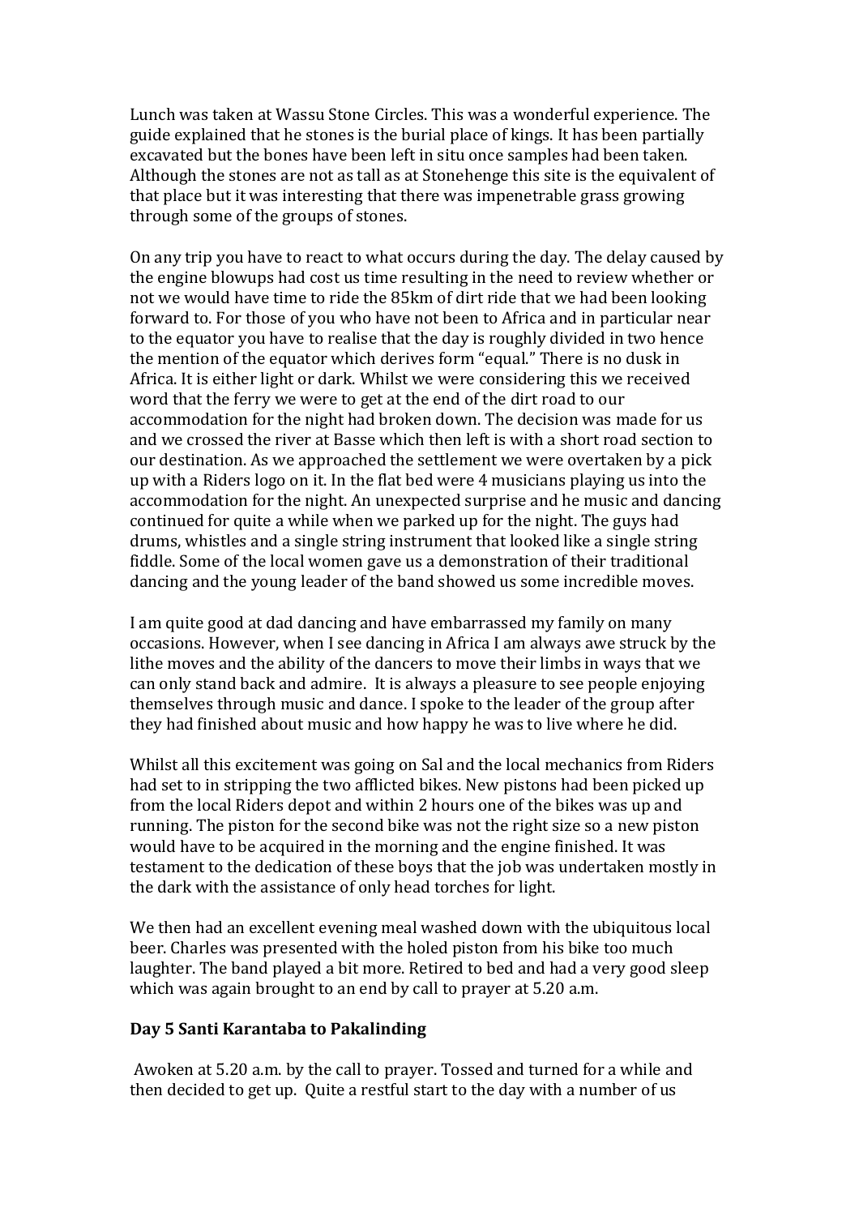Lunch was taken at Wassu Stone Circles. This was a wonderful experience. The guide explained that he stones is the burial place of kings. It has been partially excavated but the bones have been left in situ once samples had been taken. Although the stones are not as tall as at Stonehenge this site is the equivalent of that place but it was interesting that there was impenetrable grass growing through some of the groups of stones.

On any trip you have to react to what occurs during the day. The delay caused by the engine blowups had cost us time resulting in the need to review whether or not we would have time to ride the 85km of dirt ride that we had been looking forward to. For those of you who have not been to Africa and in particular near to the equator you have to realise that the day is roughly divided in two hence the mention of the equator which derives form "equal." There is no dusk in Africa. It is either light or dark. Whilst we were considering this we received word that the ferry we were to get at the end of the dirt road to our accommodation for the night had broken down. The decision was made for us and we crossed the river at Basse which then left is with a short road section to our destination. As we approached the settlement we were overtaken by a pick up with a Riders logo on it. In the flat bed were 4 musicians playing us into the accommodation for the night. An unexpected surprise and he music and dancing continued for quite a while when we parked up for the night. The guys had drums, whistles and a single string instrument that looked like a single string fiddle. Some of the local women gave us a demonstration of their traditional dancing and the young leader of the band showed us some incredible moves.

I am quite good at dad dancing and have embarrassed my family on many occasions. However, when I see dancing in Africa I am always awe struck by the lithe moves and the ability of the dancers to move their limbs in ways that we can only stand back and admire. It is always a pleasure to see people enjoying themselves through music and dance. I spoke to the leader of the group after they had finished about music and how happy he was to live where he did.

Whilst all this excitement was going on Sal and the local mechanics from Riders had set to in stripping the two afflicted bikes. New pistons had been picked up from the local Riders depot and within 2 hours one of the bikes was up and running. The piston for the second bike was not the right size so a new piston would have to be acquired in the morning and the engine finished. It was testament to the dedication of these boys that the job was undertaken mostly in the dark with the assistance of only head torches for light.

We then had an excellent evening meal washed down with the ubiquitous local beer. Charles was presented with the holed piston from his bike too much laughter. The band played a bit more. Retired to bed and had a very good sleep which was again brought to an end by call to prayer at 5.20 a.m.

**Day 5 Santi Karantaba to Pakalinding**

Awoken at 5.20 a.m. by the call to prayer. Tossed and turned for a while and then decided to get up. Quite a restful start to the day with a number of us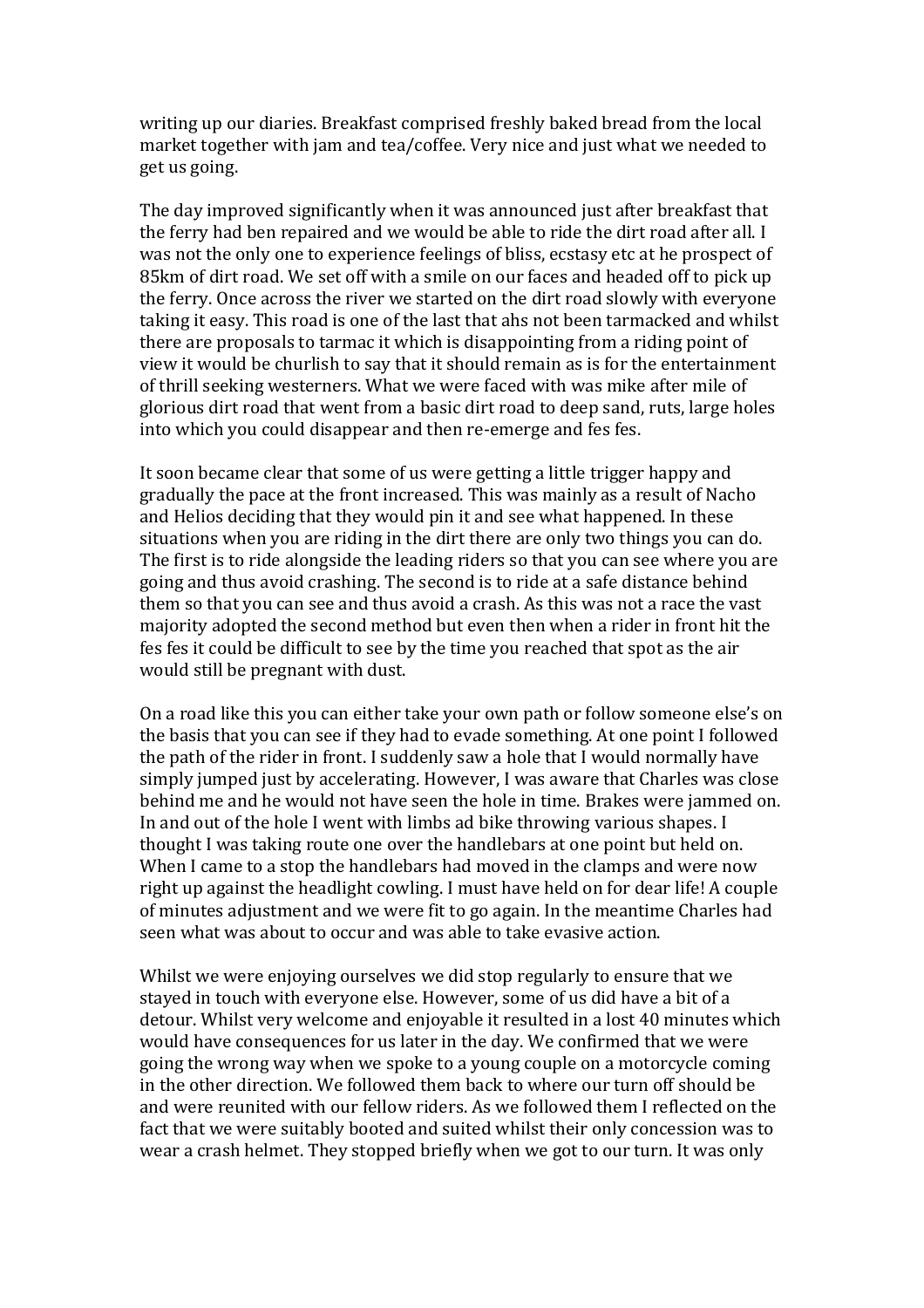writing up our diaries. Breakfast comprised freshly baked bread from the local market together with jam and tea/coffee. Very nice and just what we needed to get us going.

The day improved significantly when it was announced just after breakfast that the ferry had ben repaired and we would be able to ride the dirt road after all. I was not the only one to experience feelings of bliss, ecstasy etc at he prospect of 85km of dirt road. We set off with a smile on our faces and headed off to pick up the ferry. Once across the river we started on the dirt road slowly with everyone taking it easy. This road is one of the last that ahs not been tarmacked and whilst there are proposals to tarmac it which is disappointing from a riding point of view it would be churlish to say that it should remain as is for the entertainment of thrill seeking westerners. What we were faced with was mike after mile of glorious dirt road that went from a basic dirt road to deep sand, ruts, large holes into which you could disappear and then re-emerge and fes fes.

It soon became clear that some of us were getting a little trigger happy and gradually the pace at the front increased. This was mainly as a result of Nacho and Helios deciding that they would pin it and see what happened. In these situations when you are riding in the dirt there are only two things you can do. The first is to ride alongside the leading riders so that you can see where you are going and thus avoid crashing. The second is to ride at a safe distance behind them so that you can see and thus avoid a crash. As this was not a race the vast majority adopted the second method but even then when a rider in front hit the fes fes it could be difficult to see by the time you reached that spot as the air would still be pregnant with dust.

On a road like this you can either take your own path or follow someone else's on the basis that you can see if they had to evade something. At one point I followed the path of the rider in front. I suddenly saw a hole that I would normally have simply jumped just by accelerating. However, I was aware that Charles was close behind me and he would not have seen the hole in time. Brakes were jammed on. In and out of the hole I went with limbs ad bike throwing various shapes. I thought I was taking route one over the handlebars at one point but held on. When I came to a stop the handlebars had moved in the clamps and were now right up against the headlight cowling. I must have held on for dear life! A couple of minutes adjustment and we were fit to go again. In the meantime Charles had seen what was about to occur and was able to take evasive action.

Whilst we were enjoying ourselves we did stop regularly to ensure that we stayed in touch with everyone else. However, some of us did have a bit of a detour. Whilst very welcome and enjoyable it resulted in a lost 40 minutes which would have consequences for us later in the day. We confirmed that we were going the wrong way when we spoke to a young couple on a motorcycle coming in the other direction. We followed them back to where our turn off should be and were reunited with our fellow riders. As we followed them I reflected on the fact that we were suitably booted and suited whilst their only concession was to wear a crash helmet. They stopped briefly when we got to our turn. It was only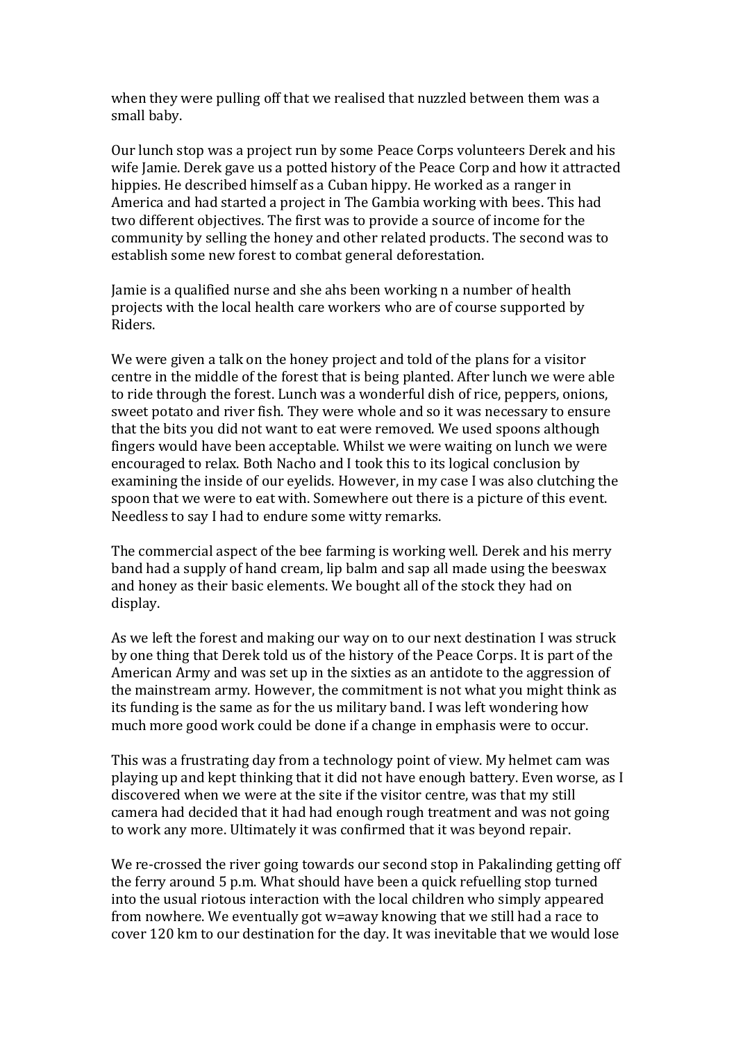when they were pulling off that we realised that nuzzled between them was a small baby.

Our lunch stop was a project run by some Peace Corps volunteers Derek and his wife Jamie. Derek gave us a potted history of the Peace Corp and how it attracted hippies. He described himself as a Cuban hippy. He worked as a ranger in America and had started a project in The Gambia working with bees. This had two different objectives. The first was to provide a source of income for the community by selling the honey and other related products. The second was to establish some new forest to combat general deforestation.

Jamie is a qualified nurse and she ahs been working n a number of health projects with the local health care workers who are of course supported by Riders.

We were given a talk on the honey project and told of the plans for a visitor centre in the middle of the forest that is being planted. After lunch we were able to ride through the forest. Lunch was a wonderful dish of rice, peppers, onions, sweet potato and river fish. They were whole and so it was necessary to ensure that the bits you did not want to eat were removed. We used spoons although fingers would have been acceptable. Whilst we were waiting on lunch we were encouraged to relax. Both Nacho and I took this to its logical conclusion by examining the inside of our eyelids. However, in my case I was also clutching the spoon that we were to eat with. Somewhere out there is a picture of this event. Needless to say I had to endure some witty remarks.

The commercial aspect of the bee farming is working well. Derek and his merry band had a supply of hand cream, lip balm and sap all made using the beeswax and honey as their basic elements. We bought all of the stock they had on display.

As we left the forest and making our way on to our next destination I was struck by one thing that Derek told us of the history of the Peace Corps. It is part of the American Army and was set up in the sixties as an antidote to the aggression of the mainstream army. However, the commitment is not what you might think as its funding is the same as for the us military band. I was left wondering how much more good work could be done if a change in emphasis were to occur.

This was a frustrating day from a technology point of view. My helmet cam was playing up and kept thinking that it did not have enough battery. Even worse, as I discovered when we were at the site if the visitor centre, was that my still camera had decided that it had had enough rough treatment and was not going to work any more. Ultimately it was confirmed that it was beyond repair.

We re-crossed the river going towards our second stop in Pakalinding getting off the ferry around 5 p.m. What should have been a quick refuelling stop turned into the usual riotous interaction with the local children who simply appeared from nowhere. We eventually got w=away knowing that we still had a race to cover 120 km to our destination for the day. It was inevitable that we would lose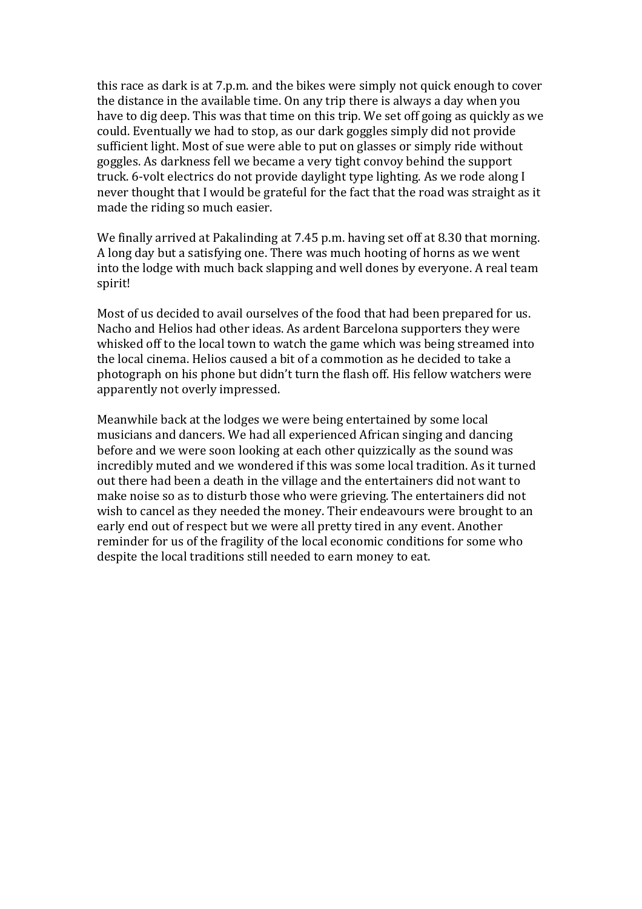this race as dark is at 7.p.m. and the bikes were simply not quick enough to cover the distance in the available time. On any trip there is always a day when you have to dig deep. This was that time on this trip. We set off going as quickly as we could. Eventually we had to stop, as our dark goggles simply did not provide sufficient light. Most of sue were able to put on glasses or simply ride without goggles. As darkness fell we became a very tight convoy behind the support truck. 6-volt electrics do not provide daylight type lighting. As we rode along I never thought that I would be grateful for the fact that the road was straight as it made the riding so much easier.

We finally arrived at Pakalinding at 7.45 p.m. having set off at 8.30 that morning. A long day but a satisfying one. There was much hooting of horns as we went into the lodge with much back slapping and well dones by everyone. A real team spirit!

Most of us decided to avail ourselves of the food that had been prepared for us. Nacho and Helios had other ideas. As ardent Barcelona supporters they were whisked off to the local town to watch the game which was being streamed into the local cinema. Helios caused a bit of a commotion as he decided to take a photograph on his phone but didn't turn the flash off. His fellow watchers were apparently not overly impressed.

Meanwhile back at the lodges we were being entertained by some local musicians and dancers. We had all experienced African singing and dancing before and we were soon looking at each other quizzically as the sound was incredibly muted and we wondered if this was some local tradition. As it turned out there had been a death in the village and the entertainers did not want to make noise so as to disturb those who were grieving. The entertainers did not wish to cancel as they needed the money. Their endeavours were brought to an early end out of respect but we were all pretty tired in any event. Another reminder for us of the fragility of the local economic conditions for some who despite the local traditions still needed to earn money to eat.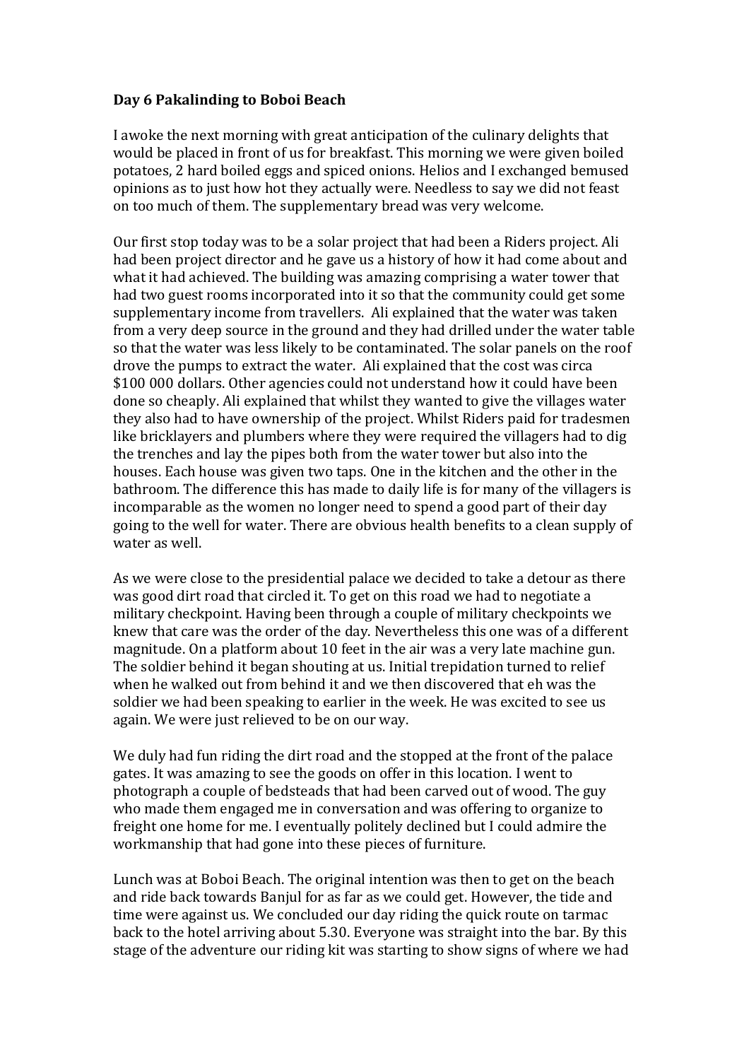**Day 6 Pakalinding to Boboi Beach**

I awoke the next morning with great anticipation of the culinary delights that would be placed in front of us for breakfast. This morning we were given boiled potatoes, 2 hard boiled eggs and spiced onions. Helios and I exchanged bemused opinions as to just how hot they actually were. Needless to say we did not feast on too much of them. The supplementary bread was very welcome.

Our first stop today was to be a solar project that had been a Riders project. Ali had been project director and he gave us a history of how it had come about and what it had achieved. The building was amazing comprising a water tower that had two guest rooms incorporated into it so that the community could get some supplementary income from travellers. Ali explained that the water was taken from a very deep source in the ground and they had drilled under the water table so that the water was less likely to be contaminated. The solar panels on the roof drove the pumps to extract the water. Ali explained that the cost was circa $100 000 dollars. Other agencies could not understand how it could have been done so cheaply. Ali explained that whilst they wanted to give the villages water they also had to have ownership of the project. Whilst Riders paid for tradesmen like bricklayers and plumbers where they were required the villagers had to dig the trenches and lay the pipes both from the water tower but also into the houses. Each house was given two taps. One in the kitchen and the other in the bathroom. The difference this has made to daily life is for many of the villagers is incomparable as the women no longer need to spend a good part of their day going to the well for water. There are obvious health benefits to a clean supply of water as well.

As we were close to the presidential palace we decided to take a detour as there was good dirt road that circled it. To get on this road we had to negotiate a military checkpoint. Having been through a couple of military checkpoints we knew that care was the order of the day. Nevertheless this one was of a different magnitude. On a platform about 10 feet in the air was a very late machine gun. The soldier behind it began shouting at us. Initial trepidation turned to relief when he walked out from behind it and we then discovered that eh was the soldier we had been speaking to earlier in the week. He was excited to see us again. We were just relieved to be on our way.

We duly had fun riding the dirt road and the stopped at the front of the palace gates. It was amazing to see the goods on offer in this location. I went to photograph a couple of bedsteads that had been carved out of wood. The guy who made them engaged me in conversation and was offering to organize to freight one home for me. I eventually politely declined but I could admire the workmanship that had gone into these pieces of furniture.

Lunch was at Boboi Beach. The original intention was then to get on the beach and ride back towards Banjul for as far as we could get. However, the tide and time were against us. We concluded our day riding the quick route on tarmac back to the hotel arriving about 5.30. Everyone was straight into the bar. By this stage of the adventure our riding kit was starting to show signs of where we had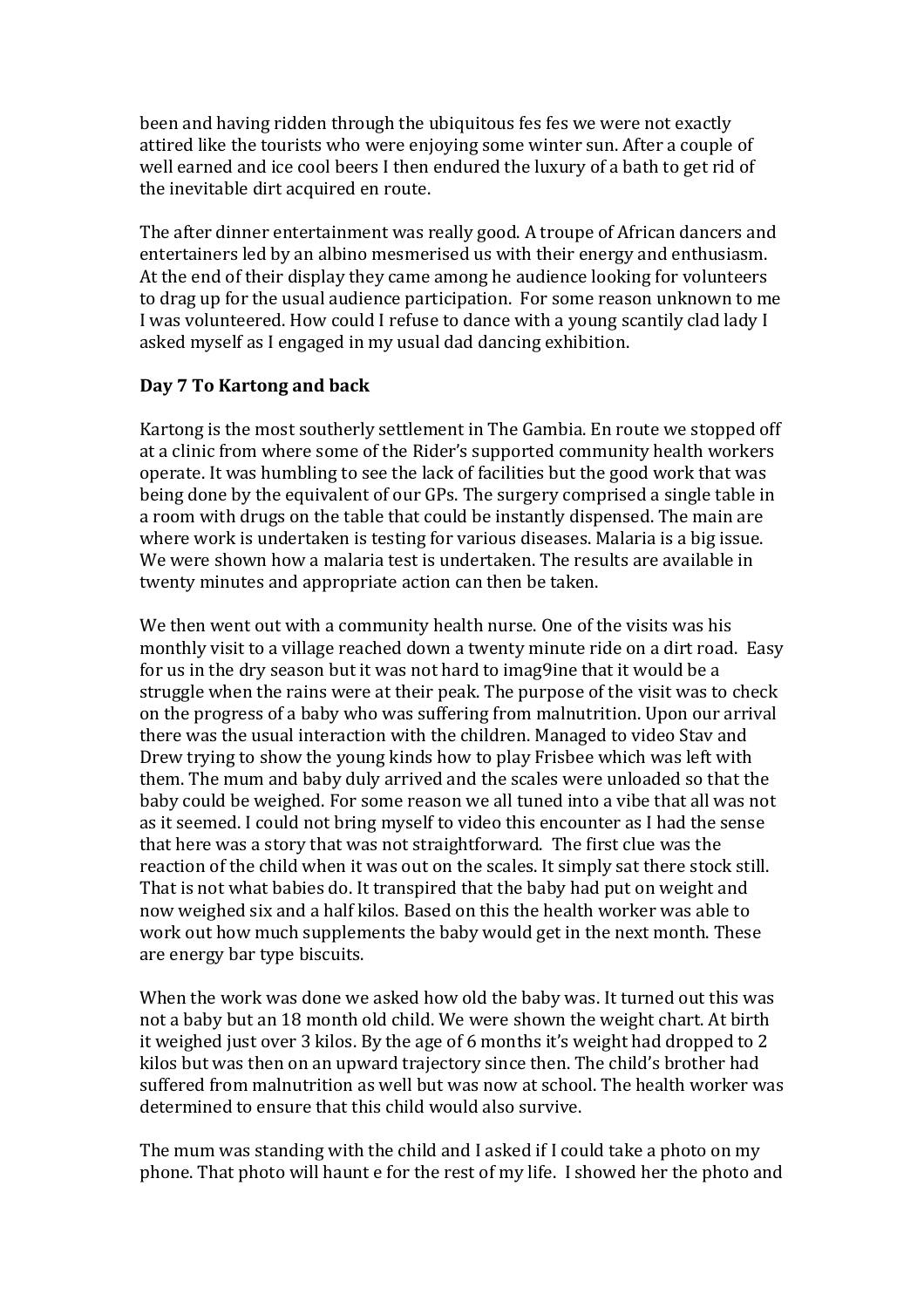been and having ridden through the ubiquitous fes fes we were not exactly attired like the tourists who were enjoying some winter sun. After a couple of well earned and ice cool beers I then endured the luxury of a bath to get rid of the inevitable dirt acquired en route.

The after dinner entertainment was really good. A troupe of African dancers and entertainers led by an albino mesmerised us with their energy and enthusiasm. At the end of their display they came among he audience looking for volunteers to drag up for the usual audience participation. For some reason unknown to me I was volunteered. How could I refuse to dance with a young scantily clad lady I asked myself as I engaged in my usual dad dancing exhibition.

**Day 7 To Kartong and back**

Kartong is the most southerly settlement in The Gambia. En route we stopped off at a clinic from where some of the Rider's supported community health workers operate. It was humbling to see the lack of facilities but the good work that was being done by the equivalent of our GPs. The surgery comprised a single table in a room with drugs on the table that could be instantly dispensed. The main are where work is undertaken is testing for various diseases. Malaria is a big issue. We were shown how a malaria test is undertaken. The results are available in twenty minutes and appropriate action can then be taken.

We then went out with a community health nurse. One of the visits was his monthly visit to a village reached down a twenty minute ride on a dirt road. Easy for us in the dry season but it was not hard to imag9ine that it would be a struggle when the rains were at their peak. The purpose of the visit was to check on the progress of a baby who was suffering from malnutrition. Upon our arrival there was the usual interaction with the children. Managed to video Stav and Drew trying to show the young kinds how to play Frisbee which was left with them. The mum and baby duly arrived and the scales were unloaded so that the baby could be weighed. For some reason we all tuned into a vibe that all was not as it seemed. I could not bring myself to video this encounter as I had the sense that here was a story that was not straightforward. The first clue was the reaction of the child when it was out on the scales. It simply sat there stock still. That is not what babies do. It transpired that the baby had put on weight and now weighed six and a half kilos. Based on this the health worker was able to work out how much supplements the baby would get in the next month. These are energy bar type biscuits.

When the work was done we asked how old the baby was. It turned out this was not a baby but an 18 month old child. We were shown the weight chart. At birth it weighed just over 3 kilos. By the age of 6 months it's weight had dropped to 2 kilos but was then on an upward trajectory since then. The child's brother had suffered from malnutrition as well but was now at school. The health worker was determined to ensure that this child would also survive.

The mum was standing with the child and I asked if I could take a photo on my phone. That photo will haunt e for the rest of my life. I showed her the photo and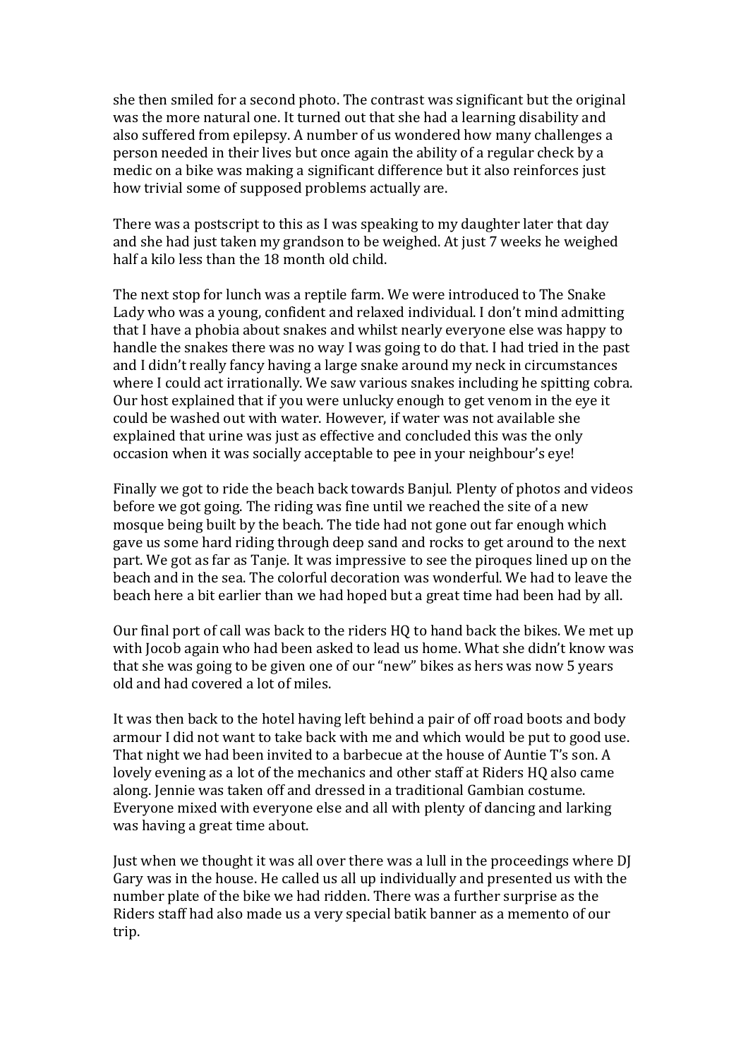she then smiled for a second photo. The contrast was significant but the original was the more natural one. It turned out that she had a learning disability and also suffered from epilepsy. A number of us wondered how many challenges a person needed in their lives but once again the ability of a regular check by a medic on a bike was making a significant difference but it also reinforces just how trivial some of supposed problems actually are.

There was a postscript to this as I was speaking to my daughter later that day and she had just taken my grandson to be weighed. At just 7 weeks he weighed half a kilo less than the 18 month old child.

The next stop for lunch was a reptile farm. We were introduced to The Snake Lady who was a young, confident and relaxed individual. I don't mind admitting that I have a phobia about snakes and whilst nearly everyone else was happy to handle the snakes there was no way I was going to do that. I had tried in the past and I didn't really fancy having a large snake around my neck in circumstances where I could act irrationally. We saw various snakes including he spitting cobra. Our host explained that if you were unlucky enough to get venom in the eye it could be washed out with water. However, if water was not available she explained that urine was just as effective and concluded this was the only occasion when it was socially acceptable to pee in your neighbour's eye!

Finally we got to ride the beach back towards Banjul. Plenty of photos and videos before we got going. The riding was fine until we reached the site of a new mosque being built by the beach. The tide had not gone out far enough which gave us some hard riding through deep sand and rocks to get around to the next part. We got as far as Tanje. It was impressive to see the piroques lined up on the beach and in the sea. The colorful decoration was wonderful. We had to leave the beach here a bit earlier than we had hoped but a great time had been had by all.

Our final port of call was back to the riders HQ to hand back the bikes. We met up with Jocob again who had been asked to lead us home. What she didn't know was that she was going to be given one of our "new" bikes as hers was now 5 years old and had covered a lot of miles.

It was then back to the hotel having left behind a pair of off road boots and body armour I did not want to take back with me and which would be put to good use. That night we had been invited to a barbecue at the house of Auntie T's son. A lovely evening as a lot of the mechanics and other staff at Riders HQ also came along. Jennie was taken off and dressed in a traditional Gambian costume. Everyone mixed with everyone else and all with plenty of dancing and larking was having a great time about.

Just when we thought it was all over there was a lull in the proceedings where DJ Gary was in the house. He called us all up individually and presented us with the number plate of the bike we had ridden. There was a further surprise as the Riders staff had also made us a very special batik banner as a memento of our trip.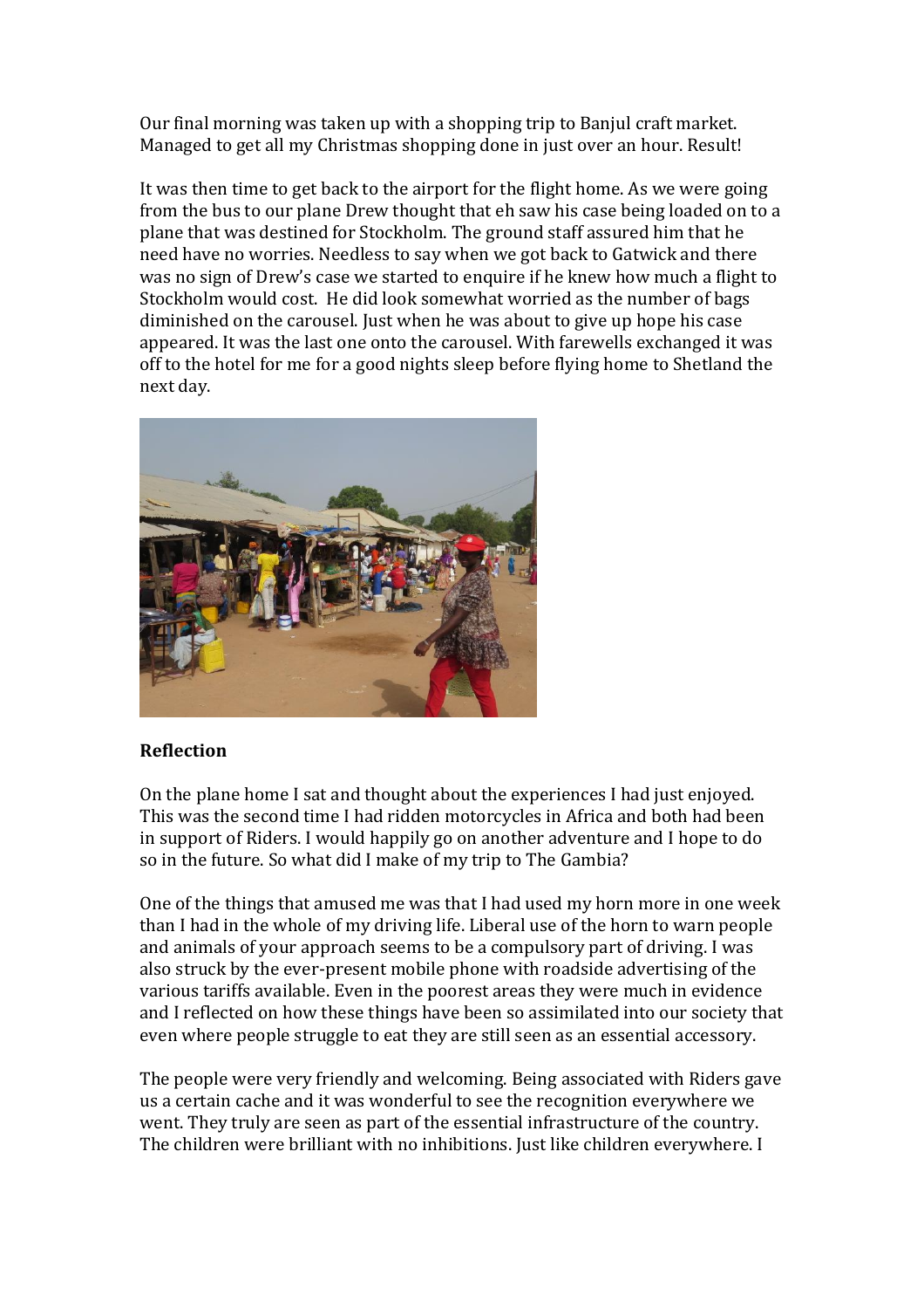Our final morning was taken up with a shopping trip to Banjul craft market. Managed to get all my Christmas shopping done in just over an hour. Result!

It was then time to get back to the airport for the flight home. As we were going from the bus to our plane Drew thought that eh saw his case being loaded on to a plane that was destined for Stockholm. The ground staff assured him that he need have no worries. Needless to say when we got back to Gatwick and there was no sign of Drew's case we started to enquire if he knew how much a flight to Stockholm would cost. He did look somewhat worried as the number of bags diminished on the carousel. Just when he was about to give up hope his case appeared. It was the last one onto the carousel. With farewells exchanged it was off to the hotel for me for a good nights sleep before flying home to Shetland the next day.

**Reflection**

On the plane home I sat and thought about the experiences I had just enjoyed. This was the second time I had ridden motorcycles in Africa and both had been in support of Riders. I would happily go on another adventure and I hope to do so in the future. So what did I make of my trip to The Gambia?

One of the things that amused me was that I had used my horn more in one week than I had in the whole of my driving life. Liberal use of the horn to warn people and animals of your approach seems to be a compulsory part of driving. I was also struck by the ever-present mobile phone with roadside advertising of the various tariffs available. Even in the poorest areas they were much in evidence and I reflected on how these things have been so assimilated into our society that even where people struggle to eat they are still seen as an essential accessory.

The people were very friendly and welcoming. Being associated with Riders gave us a certain cache and it was wonderful to see the recognition everywhere we went. They truly are seen as part of the essential infrastructure of the country. The children were brilliant with no inhibitions. Just like children everywhere. I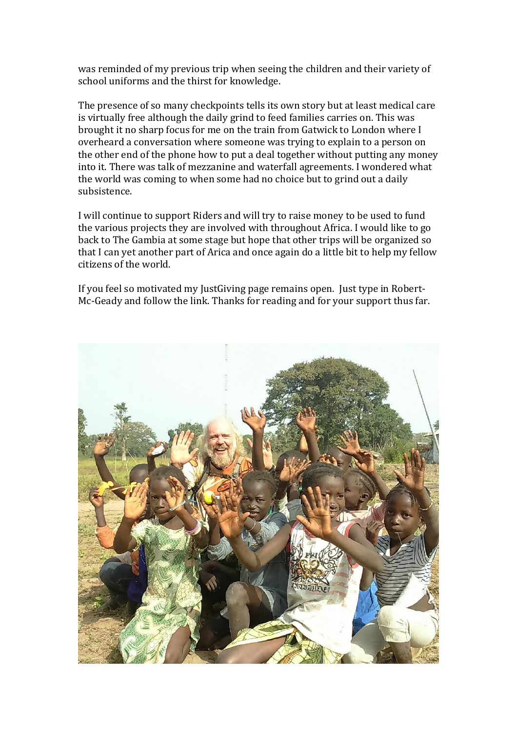was reminded of my previous trip when seeing the children and their variety of school uniforms and the thirst for knowledge.

The presence of so many checkpoints tells its own story but at least medical care is virtually free although the daily grind to feed families carries on. This was brought it no sharp focus for me on the train from Gatwick to London where I overheard a conversation where someone was trying to explain to a person on the other end of the phone how to put a deal together without putting any money into it. There was talk of mezzanine and waterfall agreements. I wondered what the world was coming to when some had no choice but to grind out a daily subsistence.

I will continue to support Riders and will try to raise money to be used to fund the various projects they are involved with throughout Africa. I would like to go back to The Gambia at some stage but hope that other trips will be organized so that I can yet another part of Arica and once again do a little bit to help my fellow citizens of the world.

If you feel so motivated my JustGiving page remains open. Just type in Robert-Mc-Geady and follow the link. Thanks for reading and for your support thus far.